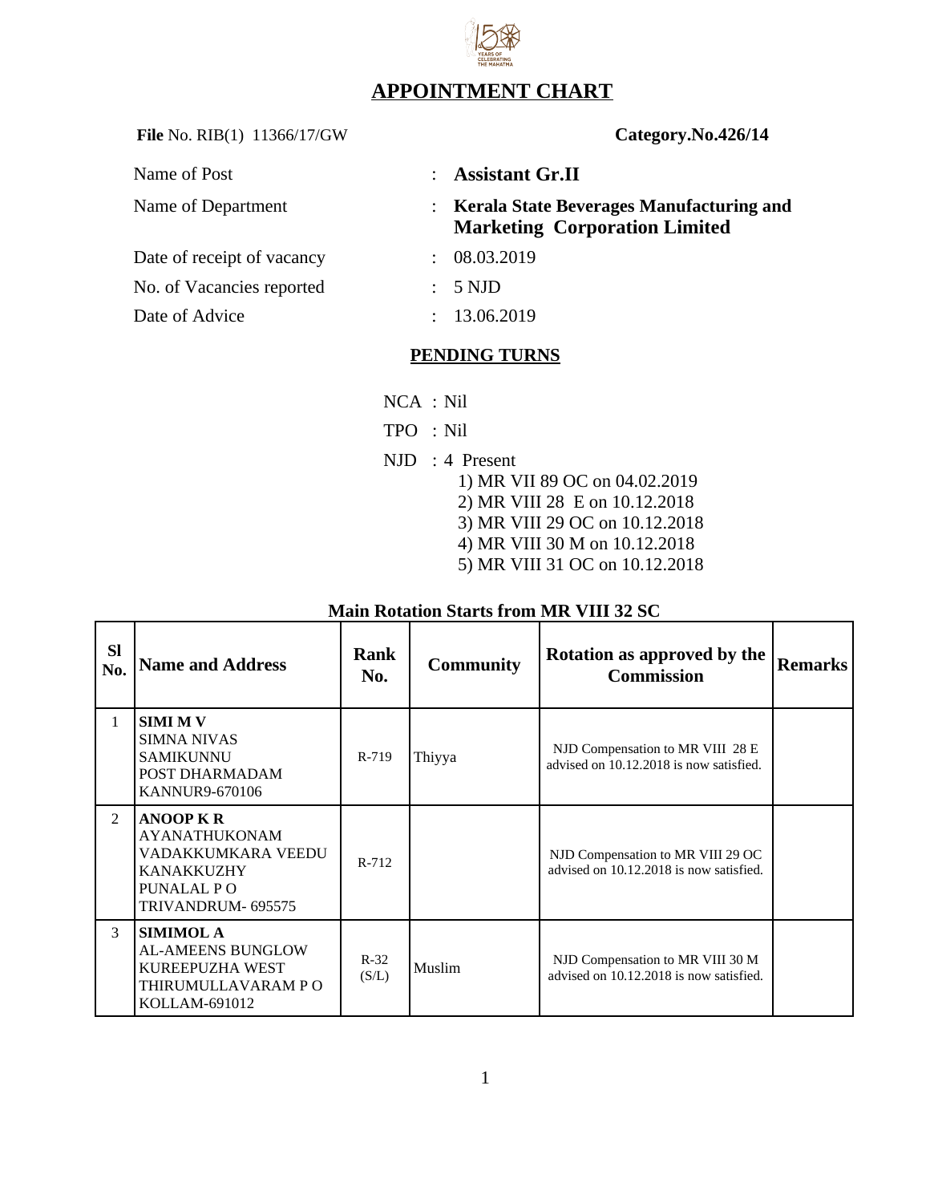# APPOINTMENT CHART

**File** No. RIB(1) 11366/17/GW **Category.No.426/14**

Name of Post : **Assistant Gr.II**

Name of Department : **Kerala State Beverages Manufacturing and Marketing Corporation Limited**

Date of receipt of vacancy : 08.03.2019

No. of Vacancies reported : 5 NJD

Date of Advice : 13.06.2019

## PENDING TURNS

NCA : Nil

TPO : Nil

NJD : 4 Present

1) MR VII 89 OC on 04.02.2019
2) MR VIII 28 E on 10.12.2018
3) MR VIII 29 OC on 10.12.2018
4) MR VIII 30 M on 10.12.2018
5) MR VIII 31 OC on 10.12.2018

**Main Rotation Starts from MR VIII 32 SC**

| Sl No. | Name and Address | Rank No. | Community | Rotation as approved by the Commission | Remarks |
|---|---|---|---|---|---|
| 1 | **SIMI M V**<br>SIMNA NIVAS<br>SAMIKUNNU<br>POST DHARMADAM<br>KANNUR9-670106 | R-719 | Thiyya | NJD Compensation to MR VIII 28 E advised on 10.12.2018 is now satisfied. | |
| 2 | **ANOOP K R**<br>AYANATHUKONAM<br>VADAKKUMKARA VEEDU<br>KANAKKUZHY<br>PUNALAL P O<br>TRIVANDRUM- 695575 | R-712 | | NJD Compensation to MR VIII 29 OC advised on 10.12.2018 is now satisfied. | |
| 3 | **SIMIMOL A**<br>AL-AMEENS BUNGLOW<br>KUREEPUZHA WEST<br>THIRUMULLAVARAM P O<br>KOLLAM-691012 | R-32 (S/L) | Muslim | NJD Compensation to MR VIII 30 M advised on 10.12.2018 is now satisfied. | |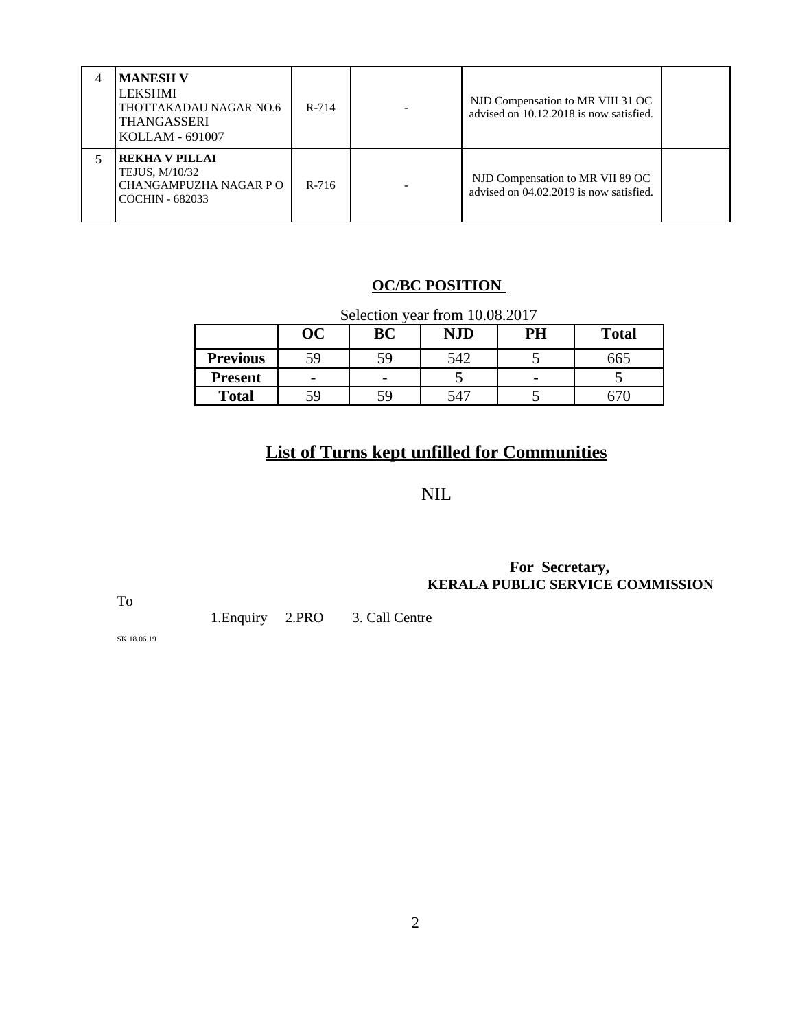| | | | | | |
|---|---|---|---|---|---|
| 4 | **MANESH V**<br>LEKSHMI<br>THOTTAKADAU NAGAR NO.6<br>THANGASSERI<br>KOLLAM - 691007 | R-714 | - | NJD Compensation to MR VIII 31 OC advised on 10.12.2018 is now satisfied. | |
| 5 | **REKHA V PILLAI**<br>TEJUS, M/10/32<br>CHANGAMPUZHA NAGAR P O<br>COCHIN - 682033 | R-716 | - | NJD Compensation to MR VII 89 OC advised on 04.02.2019 is now satisfied. | |

**OC/BC POSITION**

Selection year from 10.08.2017

| | OC | BC | NJD | PH | Total |
|---|---|---|---|---|---|
| **Previous** | 59 | 59 | 542 | 5 | 665 |
| **Present** | - | - | 5 | - | 5 |
| **Total** | 59 | 59 | 547 | 5 | 670 |

## List of Turns kept unfilled for Communities

NIL

**For Secretary,**
**KERALA PUBLIC SERVICE COMMISSION**

To

1.Enquiry 2.PRO 3. Call Centre

SK 18.06.19